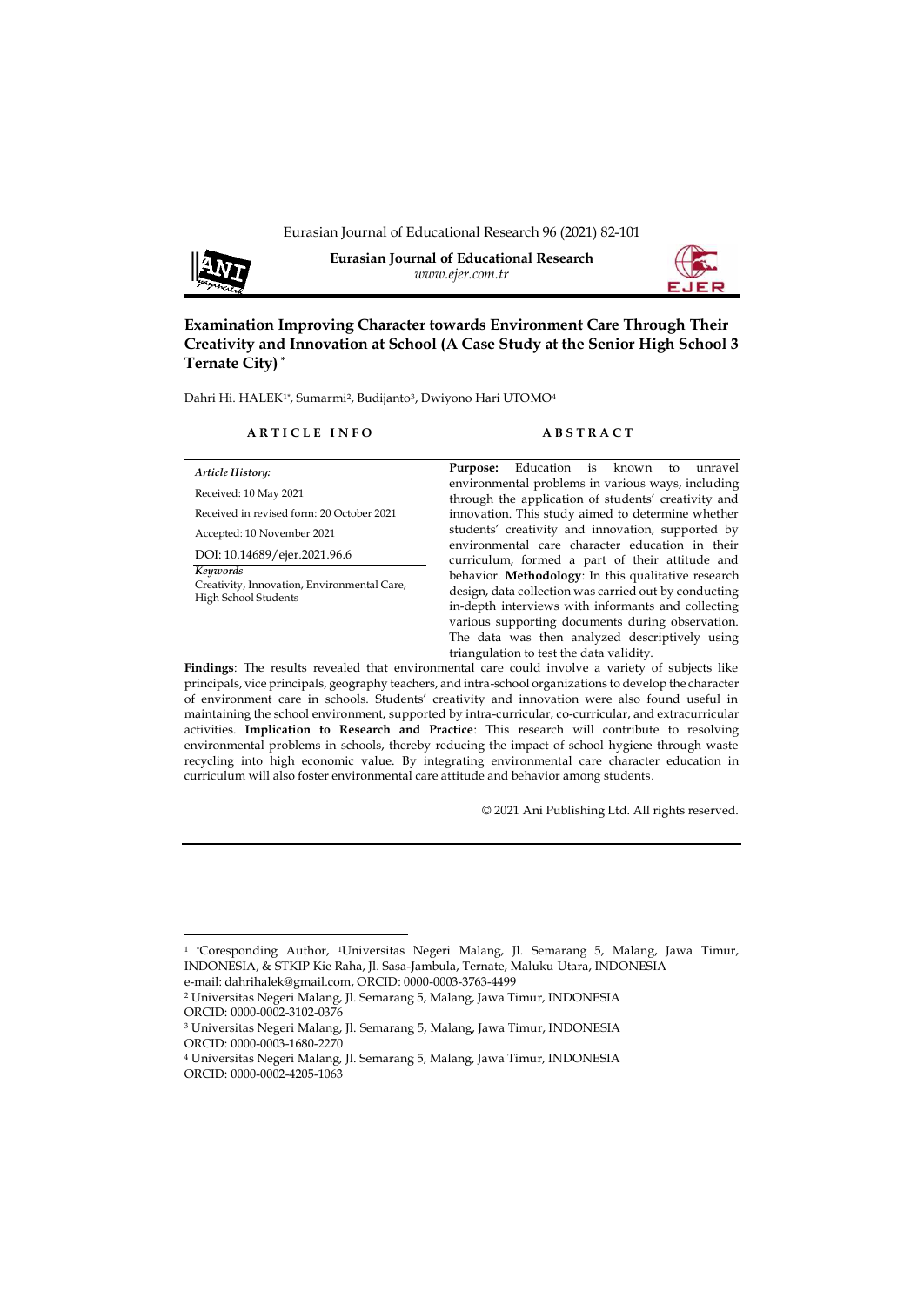Eurasian Journal of Educational Research 96 (2021) 82-101

**Eurasian Journal of Educational Research**
*www.ejer.com.tr*

# Examination Improving Character towards Environment Care Through Their Creativity and Innovation at School (A Case Study at the Senior High School 3 Ternate City) *

Dahri Hi. HALEK[1*], Sumarmi[2], Budijanto[3], Dwiyono Hari UTOMO[4]

**ARTICLE INFO**

*Article History:*

Received: 10 May 2021

Received in revised form: 20 October 2021

Accepted: 10 November 2021

DOI: 10.14689/ejer.2021.96.6

*Keywords*

Creativity, Innovation, Environmental Care, High School Students

**ABSTRACT**

**Purpose:** Education is known to unravel environmental problems in various ways, including through the application of students' creativity and innovation. This study aimed to determine whether students' creativity and innovation, supported by environmental care character education in their curriculum, formed a part of their attitude and behavior. **Methodology**: In this qualitative research design, data collection was carried out by conducting in-depth interviews with informants and collecting various supporting documents during observation. The data was then analyzed descriptively using triangulation to test the data validity.

**Findings**: The results revealed that environmental care could involve a variety of subjects like principals, vice principals, geography teachers, and intra-school organizations to develop the character of environment care in schools. Students' creativity and innovation were also found useful in maintaining the school environment, supported by intra-curricular, co-curricular, and extracurricular activities. **Implication to Research and Practice**: This research will contribute to resolving environmental problems in schools, thereby reducing the impact of school hygiene through waste recycling into high economic value. By integrating environmental care character education in curriculum will also foster environmental care attitude and behavior among students.

© 2021 Ani Publishing Ltd. All rights reserved.

---

[1] *Coresponding Author, [1]Universitas Negeri Malang, Jl. Semarang 5, Malang, Jawa Timur, INDONESIA, & STKIP Kie Raha, Jl. Sasa-Jambula, Ternate, Maluku Utara, INDONESIA
e-mail: dahrihalek@gmail.com, ORCID: 0000-0003-3763-4499

[2] Universitas Negeri Malang, Jl. Semarang 5, Malang, Jawa Timur, INDONESIA
ORCID: 0000-0002-3102-0376

[3] Universitas Negeri Malang, Jl. Semarang 5, Malang, Jawa Timur, INDONESIA
ORCID: 0000-0003-1680-2270

[4] Universitas Negeri Malang, Jl. Semarang 5, Malang, Jawa Timur, INDONESIA
ORCID: 0000-0002-4205-1063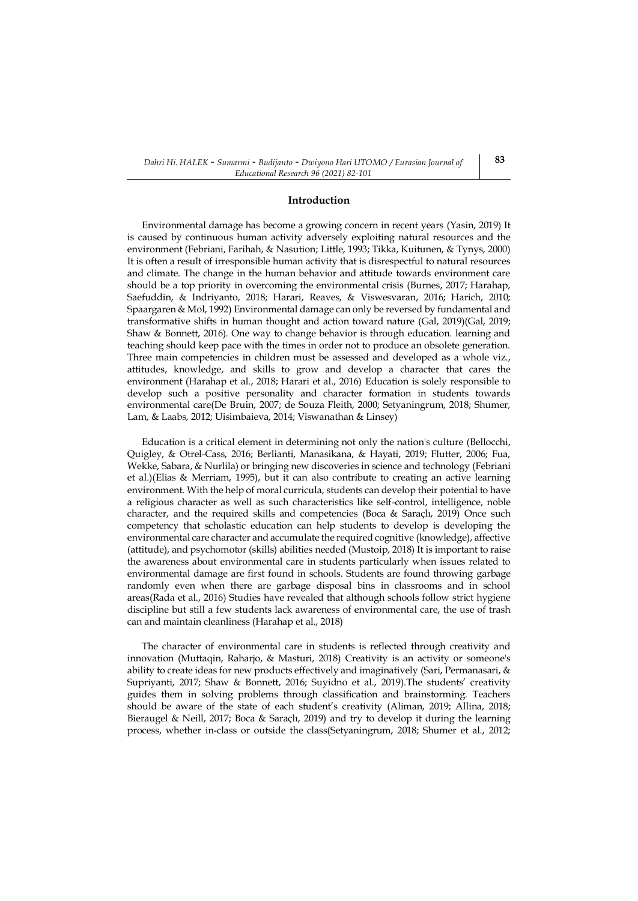## Introduction

Environmental damage has become a growing concern in recent years (Yasin, 2019) It is caused by continuous human activity adversely exploiting natural resources and the environment (Febriani, Farihah, & Nasution; Little, 1993; Tikka, Kuitunen, & Tynys, 2000) It is often a result of irresponsible human activity that is disrespectful to natural resources and climate. The change in the human behavior and attitude towards environment care should be a top priority in overcoming the environmental crisis (Burnes, 2017; Harahap, Saefuddin, & Indriyanto, 2018; Harari, Reaves, & Viswesvaran, 2016; Harich, 2010; Spaargaren & Mol, 1992) Environmental damage can only be reversed by fundamental and transformative shifts in human thought and action toward nature (Gal, 2019)(Gal, 2019; Shaw & Bonnett, 2016). One way to change behavior is through education. learning and teaching should keep pace with the times in order not to produce an obsolete generation. Three main competencies in children must be assessed and developed as a whole viz., attitudes, knowledge, and skills to grow and develop a character that cares the environment (Harahap et al., 2018; Harari et al., 2016) Education is solely responsible to develop such a positive personality and character formation in students towards environmental care(De Bruin, 2007; de Souza Fleith, 2000; Setyaningrum, 2018; Shumer, Lam, & Laabs, 2012; Uisimbaieva, 2014; Viswanathan & Linsey)

Education is a critical element in determining not only the nation's culture (Bellocchi, Quigley, & Otrel-Cass, 2016; Berlianti, Manasikana, & Hayati, 2019; Flutter, 2006; Fua, Wekke, Sabara, & Nurlila) or bringing new discoveries in science and technology (Febriani et al.)(Elias & Merriam, 1995), but it can also contribute to creating an active learning environment. With the help of moral curricula, students can develop their potential to have a religious character as well as such characteristics like self-control, intelligence, noble character, and the required skills and competencies (Boca & Saraçlı, 2019) Once such competency that scholastic education can help students to develop is developing the environmental care character and accumulate the required cognitive (knowledge), affective (attitude), and psychomotor (skills) abilities needed (Mustoip, 2018) It is important to raise the awareness about environmental care in students particularly when issues related to environmental damage are first found in schools. Students are found throwing garbage randomly even when there are garbage disposal bins in classrooms and in school areas(Rada et al., 2016) Studies have revealed that although schools follow strict hygiene discipline but still a few students lack awareness of environmental care, the use of trash can and maintain cleanliness (Harahap et al., 2018)

The character of environmental care in students is reflected through creativity and innovation (Muttaqin, Raharjo, & Masturi, 2018) Creativity is an activity or someone's ability to create ideas for new products effectively and imaginatively (Sari, Permanasari, & Supriyanti, 2017; Shaw & Bonnett, 2016; Suyidno et al., 2019).The students' creativity guides them in solving problems through classification and brainstorming. Teachers should be aware of the state of each student's creativity (Aliman, 2019; Allina, 2018; Bieraugel & Neill, 2017; Boca & Saraçlı, 2019) and try to develop it during the learning process, whether in-class or outside the class(Setyaningrum, 2018; Shumer et al., 2012;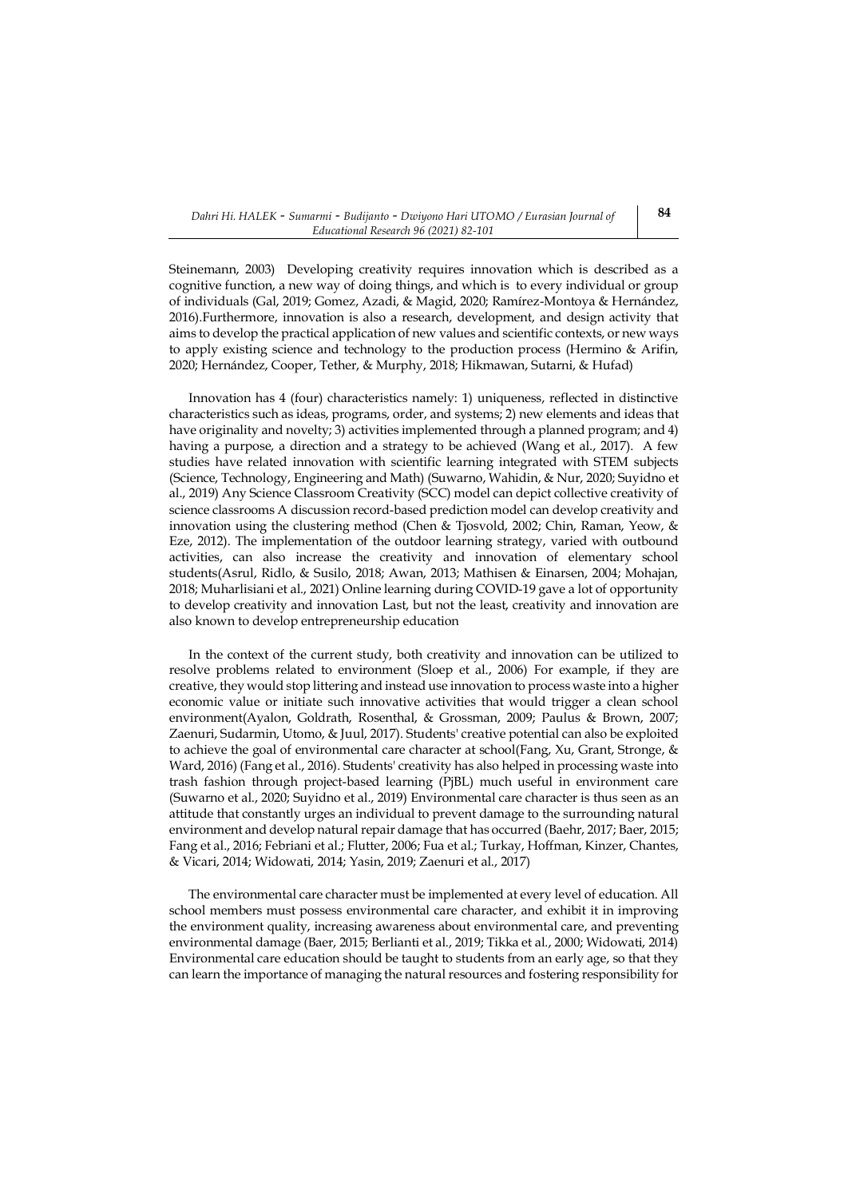Steinemann, 2003) Developing creativity requires innovation which is described as a cognitive function, a new way of doing things, and which is to every individual or group of individuals (Gal, 2019; Gomez, Azadi, & Magid, 2020; Ramírez-Montoya & Hernández, 2016).Furthermore, innovation is also a research, development, and design activity that aims to develop the practical application of new values and scientific contexts, or new ways to apply existing science and technology to the production process (Hermino & Arifin, 2020; Hernández, Cooper, Tether, & Murphy, 2018; Hikmawan, Sutarni, & Hufad)

Innovation has 4 (four) characteristics namely: 1) uniqueness, reflected in distinctive characteristics such as ideas, programs, order, and systems; 2) new elements and ideas that have originality and novelty; 3) activities implemented through a planned program; and 4) having a purpose, a direction and a strategy to be achieved (Wang et al., 2017). A few studies have related innovation with scientific learning integrated with STEM subjects (Science, Technology, Engineering and Math) (Suwarno, Wahidin, & Nur, 2020; Suyidno et al., 2019) Any Science Classroom Creativity (SCC) model can depict collective creativity of science classrooms A discussion record-based prediction model can develop creativity and innovation using the clustering method (Chen & Tjosvold, 2002; Chin, Raman, Yeow, & Eze, 2012). The implementation of the outdoor learning strategy, varied with outbound activities, can also increase the creativity and innovation of elementary school students(Asrul, Ridlo, & Susilo, 2018; Awan, 2013; Mathisen & Einarsen, 2004; Mohajan, 2018; Muharlisiani et al., 2021) Online learning during COVID-19 gave a lot of opportunity to develop creativity and innovation Last, but not the least, creativity and innovation are also known to develop entrepreneurship education

In the context of the current study, both creativity and innovation can be utilized to resolve problems related to environment (Sloep et al., 2006) For example, if they are creative, they would stop littering and instead use innovation to process waste into a higher economic value or initiate such innovative activities that would trigger a clean school environment(Ayalon, Goldrath, Rosenthal, & Grossman, 2009; Paulus & Brown, 2007; Zaenuri, Sudarmin, Utomo, & Juul, 2017). Students' creative potential can also be exploited to achieve the goal of environmental care character at school(Fang, Xu, Grant, Stronge, & Ward, 2016) (Fang et al., 2016). Students' creativity has also helped in processing waste into trash fashion through project-based learning (PjBL) much useful in environment care (Suwarno et al., 2020; Suyidno et al., 2019) Environmental care character is thus seen as an attitude that constantly urges an individual to prevent damage to the surrounding natural environment and develop natural repair damage that has occurred (Baehr, 2017; Baer, 2015; Fang et al., 2016; Febriani et al.; Flutter, 2006; Fua et al.; Turkay, Hoffman, Kinzer, Chantes, & Vicari, 2014; Widowati, 2014; Yasin, 2019; Zaenuri et al., 2017)

The environmental care character must be implemented at every level of education. All school members must possess environmental care character, and exhibit it in improving the environment quality, increasing awareness about environmental care, and preventing environmental damage (Baer, 2015; Berlianti et al., 2019; Tikka et al., 2000; Widowati, 2014) Environmental care education should be taught to students from an early age, so that they can learn the importance of managing the natural resources and fostering responsibility for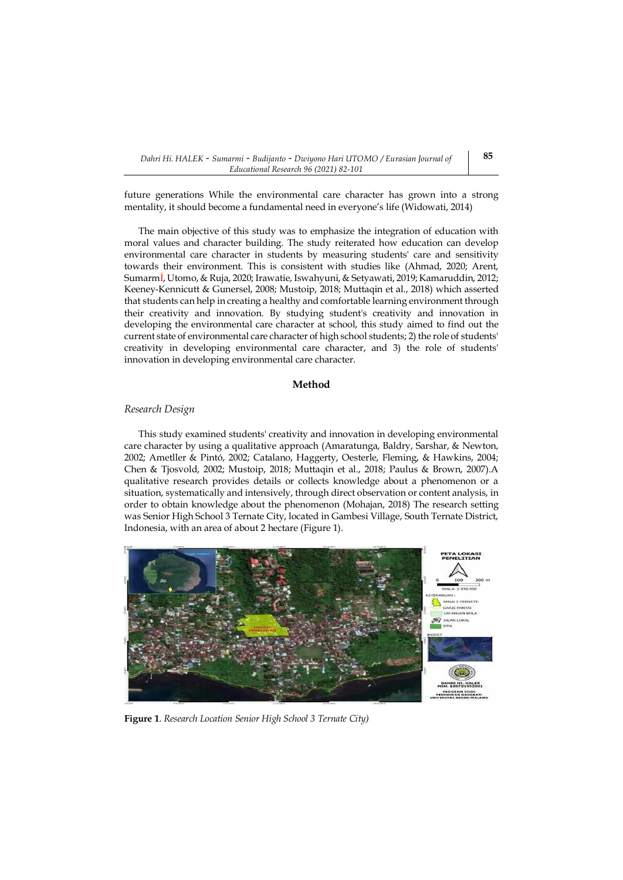future generations While the environmental care character has grown into a strong mentality, it should become a fundamental need in everyone's life (Widowati, 2014)

The main objective of this study was to emphasize the integration of education with moral values and character building. The study reiterated how education can develop environmental care character in students by measuring students' care and sensitivity towards their environment. This is consistent with studies like (Ahmad, 2020; Arent, Sumarmİ, Utomo, & Ruja, 2020; Irawatie, Iswahyuni, & Setyawati, 2019; Kamaruddin, 2012; Keeney-Kennicutt & Gunersel, 2008; Mustoip, 2018; Muttaqin et al., 2018) which asserted that students can help in creating a healthy and comfortable learning environment through their creativity and innovation. By studying student's creativity and innovation in developing the environmental care character at school, this study aimed to find out the current state of environmental care character of high school students; 2) the role of students' creativity in developing environmental care character, and 3) the role of students' innovation in developing environmental care character.

## Method

### *Research Design*

This study examined students' creativity and innovation in developing environmental care character by using a qualitative approach (Amaratunga, Baldry, Sarshar, & Newton, 2002; Ametller & Pintó, 2002; Catalano, Haggerty, Oesterle, Fleming, & Hawkins, 2004; Chen & Tjosvold, 2002; Mustoip, 2018; Muttaqin et al., 2018; Paulus & Brown, 2007).A qualitative research provides details or collects knowledge about a phenomenon or a situation, systematically and intensively, through direct observation or content analysis, in order to obtain knowledge about the phenomenon (Mohajan, 2018) The research setting was Senior High School 3 Ternate City, located in Gambesi Village, South Ternate District, Indonesia, with an area of about 2 hectare (Figure 1).

**Figure 1**. *Research Location Senior High School 3 Ternate City)*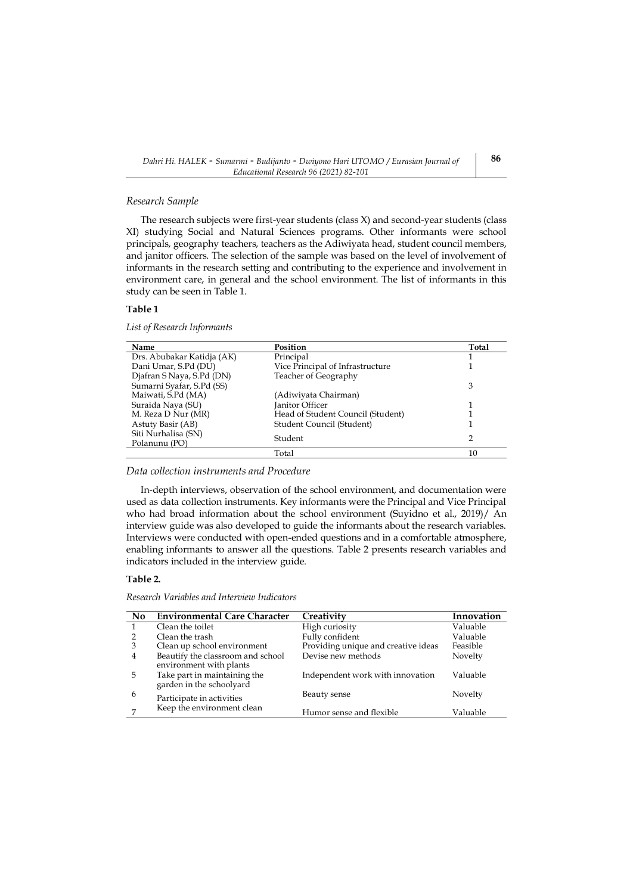*Research Sample*

The research subjects were first-year students (class X) and second-year students (class XI) studying Social and Natural Sciences programs. Other informants were school principals, geography teachers, teachers as the Adiwiyata head, student council members, and janitor officers. The selection of the sample was based on the level of involvement of informants in the research setting and contributing to the experience and involvement in environment care, in general and the school environment. The list of informants in this study can be seen in Table 1.

**Table 1**

*List of Research Informants*

| Name | Position | Total |
|---|---|---|
| Drs. Abubakar Katidja (AK) | Principal | 1 |
| Dani Umar, S.Pd (DU) | Vice Principal of Infrastructure | 1 |
| Djafran S Naya, S.Pd (DN)<br>Sumarni Syafar, S.Pd (SS)<br>Maiwati, S.Pd (MA) | Teacher of Geography<br><br>(Adiwiyata Chairman) | 3 |
| Suraida Naya (SU) | Janitor Officer | 1 |
| M. Reza D Nur (MR) | Head of Student Council (Student) | 1 |
| Astuty Basir (AB) | Student Council (Student) | 1 |
| Siti Nurhalisa (SN)<br>Polanunu (PO) | Student | 2 |
| | Total | 10 |

*Data collection instruments and Procedure*

In-depth interviews, observation of the school environment, and documentation were used as data collection instruments. Key informants were the Principal and Vice Principal who had broad information about the school environment (Suyidno et al., 2019)/ An interview guide was also developed to guide the informants about the research variables. Interviews were conducted with open-ended questions and in a comfortable atmosphere, enabling informants to answer all the questions. Table 2 presents research variables and indicators included in the interview guide.

**Table 2.**

*Research Variables and Interview Indicators*

| No | Environmental Care Character | Creativity | Innovation |
|---|---|---|---|
| 1 | Clean the toilet | High curiosity | Valuable |
| 2 | Clean the trash | Fully confident | Valuable |
| 3 | Clean up school environment | Providing unique and creative ideas | Feasible |
| 4 | Beautify the classroom and school environment with plants | Devise new methods | Novelty |
| 5 | Take part in maintaining the garden in the schoolyard | Independent work with innovation | Valuable |
| 6 | Participate in activities | Beauty sense | Novelty |
| 7 | Keep the environment clean | Humor sense and flexible | Valuable |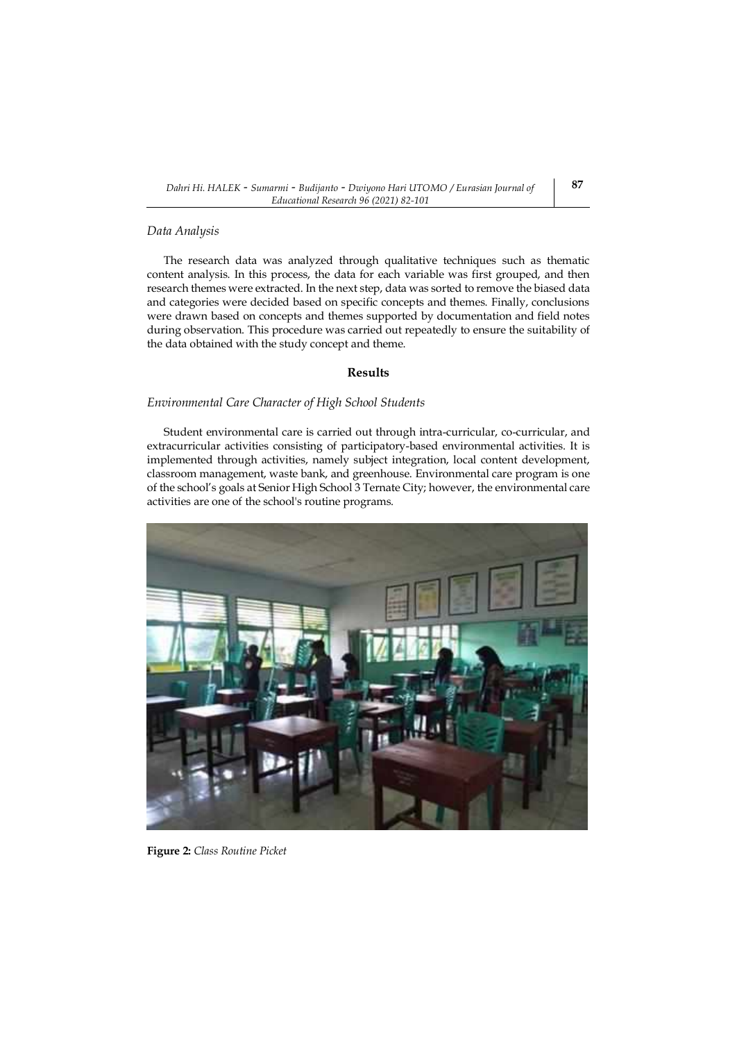*Data Analysis*

The research data was analyzed through qualitative techniques such as thematic content analysis. In this process, the data for each variable was first grouped, and then research themes were extracted. In the next step, data was sorted to remove the biased data and categories were decided based on specific concepts and themes. Finally, conclusions were drawn based on concepts and themes supported by documentation and field notes during observation. This procedure was carried out repeatedly to ensure the suitability of the data obtained with the study concept and theme.

## Results

*Environmental Care Character of High School Students*

Student environmental care is carried out through intra-curricular, co-curricular, and extracurricular activities consisting of participatory-based environmental activities. It is implemented through activities, namely subject integration, local content development, classroom management, waste bank, and greenhouse. Environmental care program is one of the school's goals at Senior High School 3 Ternate City; however, the environmental care activities are one of the school's routine programs.

**Figure 2:** *Class Routine Picket*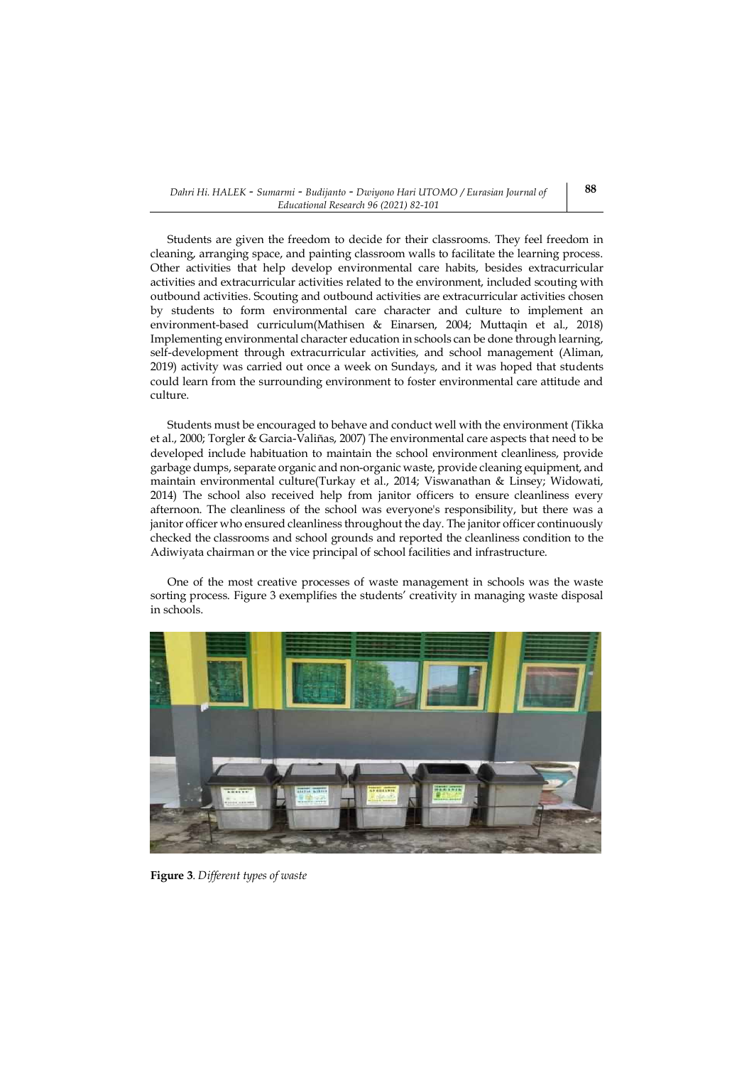Students are given the freedom to decide for their classrooms. They feel freedom in cleaning, arranging space, and painting classroom walls to facilitate the learning process. Other activities that help develop environmental care habits, besides extracurricular activities and extracurricular activities related to the environment, included scouting with outbound activities. Scouting and outbound activities are extracurricular activities chosen by students to form environmental care character and culture to implement an environment-based curriculum(Mathisen & Einarsen, 2004; Muttaqin et al., 2018) Implementing environmental character education in schools can be done through learning, self-development through extracurricular activities, and school management (Aliman, 2019) activity was carried out once a week on Sundays, and it was hoped that students could learn from the surrounding environment to foster environmental care attitude and culture.

Students must be encouraged to behave and conduct well with the environment (Tikka et al., 2000; Torgler & Garcia-Valiñas, 2007) The environmental care aspects that need to be developed include habituation to maintain the school environment cleanliness, provide garbage dumps, separate organic and non-organic waste, provide cleaning equipment, and maintain environmental culture(Turkay et al., 2014; Viswanathan & Linsey; Widowati, 2014) The school also received help from janitor officers to ensure cleanliness every afternoon. The cleanliness of the school was everyone's responsibility, but there was a janitor officer who ensured cleanliness throughout the day. The janitor officer continuously checked the classrooms and school grounds and reported the cleanliness condition to the Adiwiyata chairman or the vice principal of school facilities and infrastructure.

One of the most creative processes of waste management in schools was the waste sorting process. Figure 3 exemplifies the students' creativity in managing waste disposal in schools.

**Figure 3**. *Different types of waste*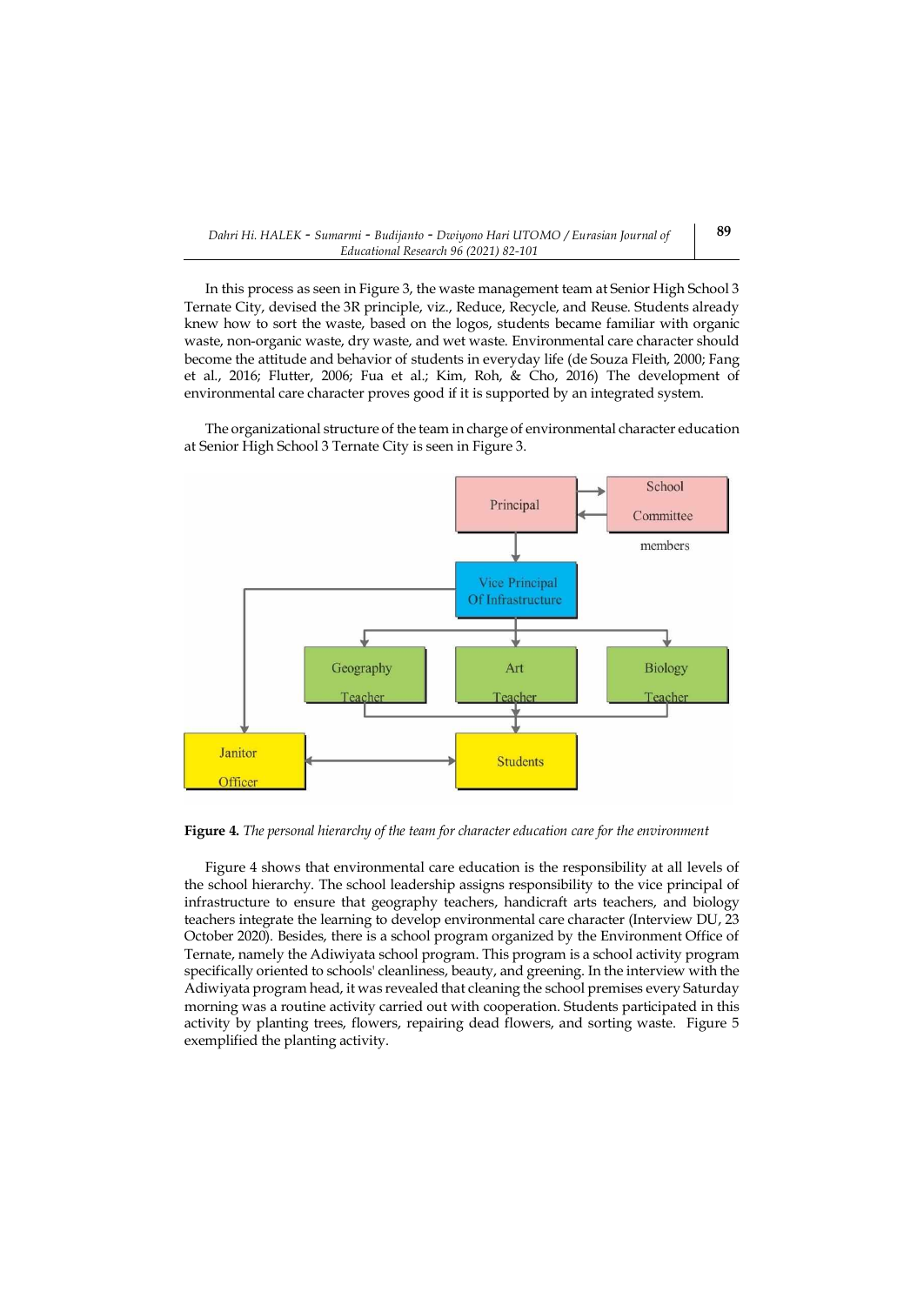In this process as seen in Figure 3, the waste management team at Senior High School 3 Ternate City, devised the 3R principle, viz., Reduce, Recycle, and Reuse. Students already knew how to sort the waste, based on the logos, students became familiar with organic waste, non-organic waste, dry waste, and wet waste. Environmental care character should become the attitude and behavior of students in everyday life (de Souza Fleith, 2000; Fang et al., 2016; Flutter, 2006; Fua et al.; Kim, Roh, & Cho, 2016) The development of environmental care character proves good if it is supported by an integrated system.

The organizational structure of the team in charge of environmental character education at Senior High School 3 Ternate City is seen in Figure 3.

**Figure 4.** *The personal hierarchy of the team for character education care for the environment*

Figure 4 shows that environmental care education is the responsibility at all levels of the school hierarchy. The school leadership assigns responsibility to the vice principal of infrastructure to ensure that geography teachers, handicraft arts teachers, and biology teachers integrate the learning to develop environmental care character (Interview DU, 23 October 2020). Besides, there is a school program organized by the Environment Office of Ternate, namely the Adiwiyata school program. This program is a school activity program specifically oriented to schools' cleanliness, beauty, and greening. In the interview with the Adiwiyata program head, it was revealed that cleaning the school premises every Saturday morning was a routine activity carried out with cooperation. Students participated in this activity by planting trees, flowers, repairing dead flowers, and sorting waste. Figure 5 exemplified the planting activity.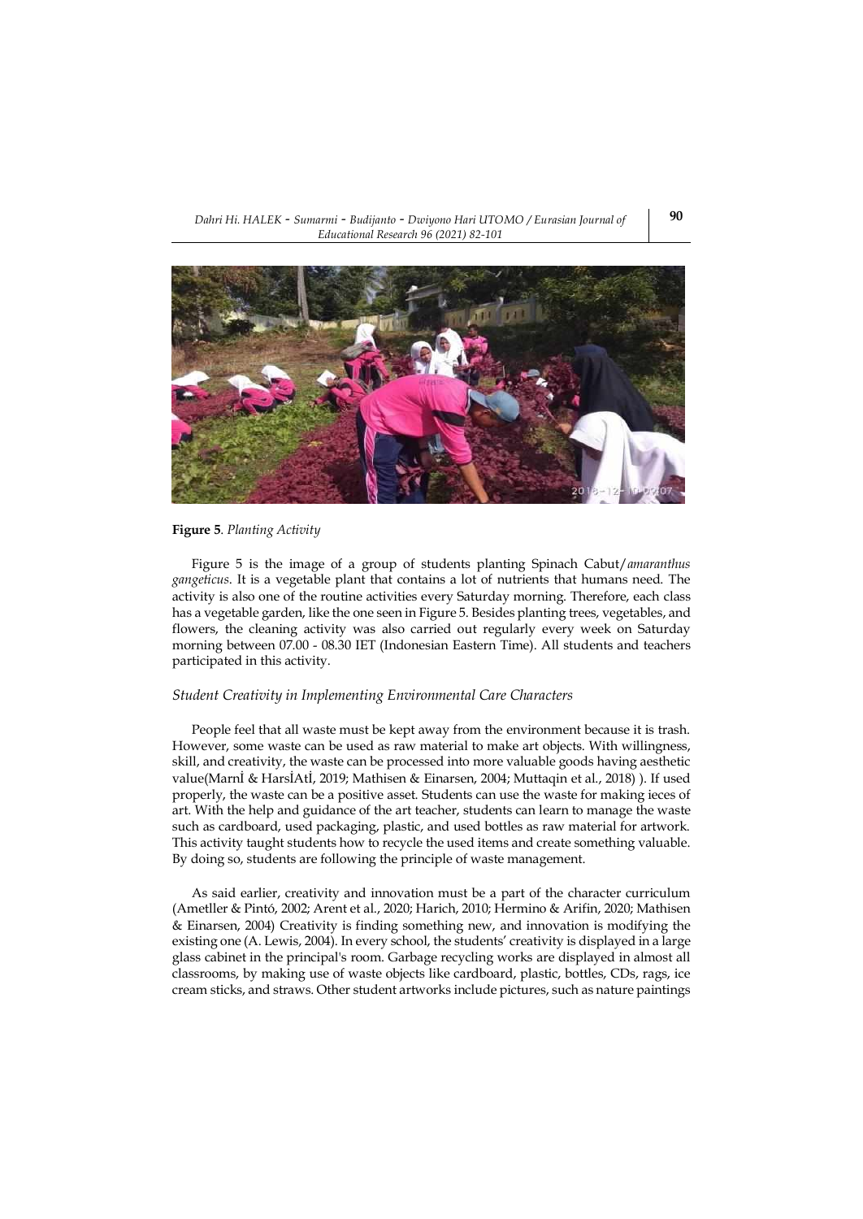**Figure 5**. *Planting Activity*

Figure 5 is the image of a group of students planting Spinach Cabut/*amaranthus gangeticus*. It is a vegetable plant that contains a lot of nutrients that humans need. The activity is also one of the routine activities every Saturday morning. Therefore, each class has a vegetable garden, like the one seen in Figure 5. Besides planting trees, vegetables, and flowers, the cleaning activity was also carried out regularly every week on Saturday morning between 07.00 - 08.30 IET (Indonesian Eastern Time). All students and teachers participated in this activity.

*Student Creativity in Implementing Environmental Care Characters*

People feel that all waste must be kept away from the environment because it is trash. However, some waste can be used as raw material to make art objects. With willingness, skill, and creativity, the waste can be processed into more valuable goods having aesthetic value(Marnİ & HarsİAtİ, 2019; Mathisen & Einarsen, 2004; Muttaqin et al., 2018) ). If used properly, the waste can be a positive asset. Students can use the waste for making ieces of art. With the help and guidance of the art teacher, students can learn to manage the waste such as cardboard, used packaging, plastic, and used bottles as raw material for artwork. This activity taught students how to recycle the used items and create something valuable. By doing so, students are following the principle of waste management.

As said earlier, creativity and innovation must be a part of the character curriculum (Ametller & Pintó, 2002; Arent et al., 2020; Harich, 2010; Hermino & Arifin, 2020; Mathisen & Einarsen, 2004) Creativity is finding something new, and innovation is modifying the existing one (A. Lewis, 2004). In every school, the students' creativity is displayed in a large glass cabinet in the principal's room. Garbage recycling works are displayed in almost all classrooms, by making use of waste objects like cardboard, plastic, bottles, CDs, rags, ice cream sticks, and straws. Other student artworks include pictures, such as nature paintings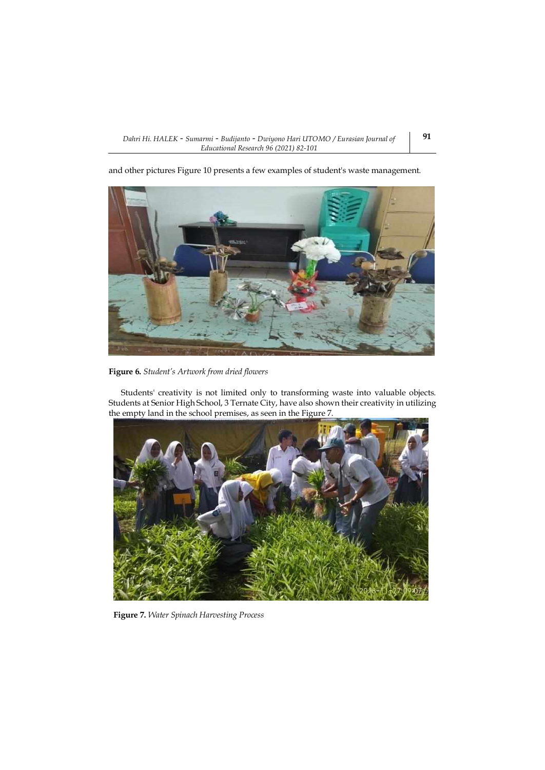and other pictures Figure 10 presents a few examples of student's waste management.

**Figure 6.** *Student's Artwork from dried flowers*

Students' creativity is not limited only to transforming waste into valuable objects. Students at Senior High School, 3 Ternate City, have also shown their creativity in utilizing the empty land in the school premises, as seen in the Figure 7.

**Figure 7.** *Water Spinach Harvesting Process*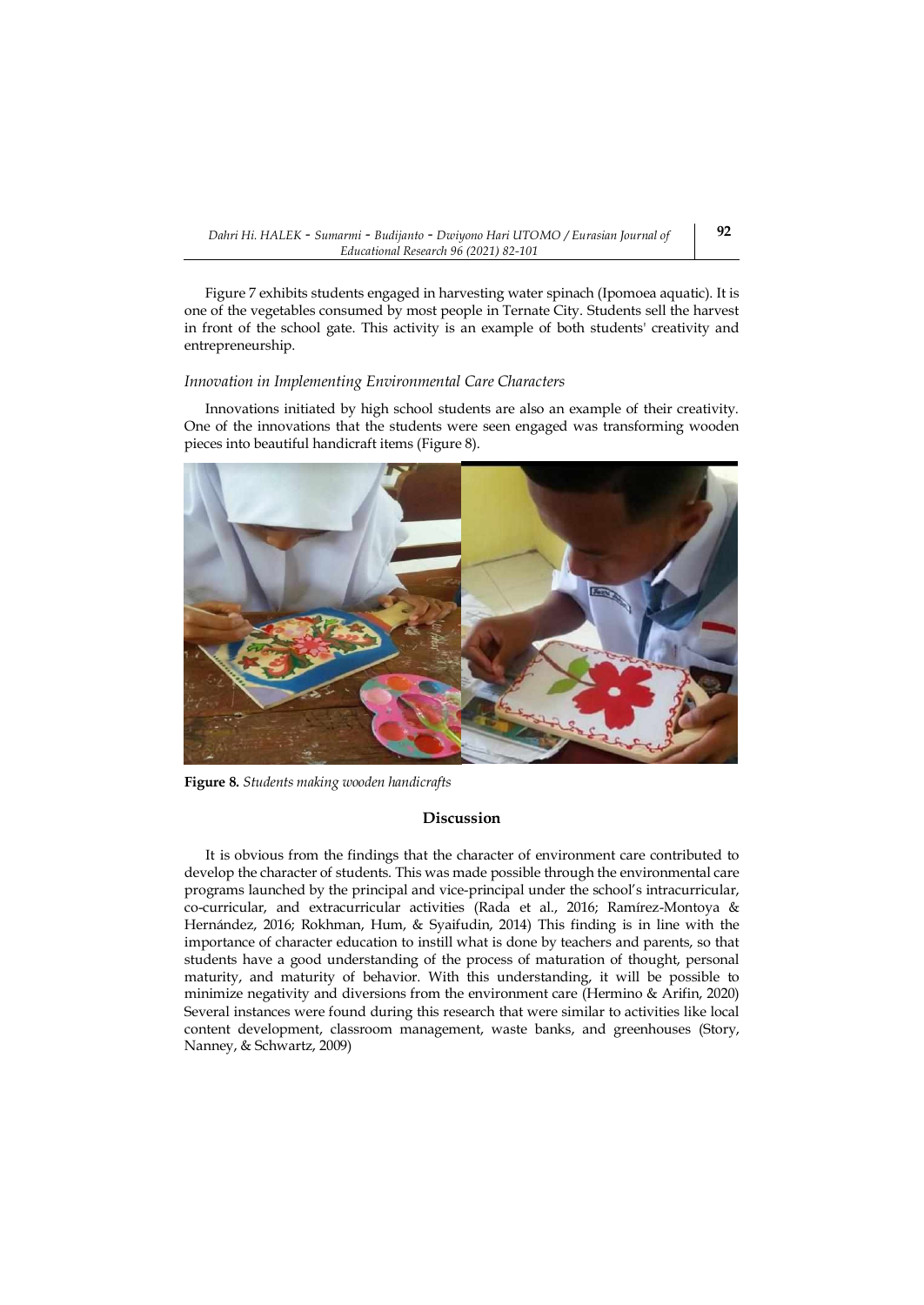Figure 7 exhibits students engaged in harvesting water spinach (Ipomoea aquatic). It is one of the vegetables consumed by most people in Ternate City. Students sell the harvest in front of the school gate. This activity is an example of both students' creativity and entrepreneurship.

### *Innovation in Implementing Environmental Care Characters*

Innovations initiated by high school students are also an example of their creativity. One of the innovations that the students were seen engaged was transforming wooden pieces into beautiful handicraft items (Figure 8).

**Figure 8.** *Students making wooden handicrafts*

## Discussion

It is obvious from the findings that the character of environment care contributed to develop the character of students. This was made possible through the environmental care programs launched by the principal and vice-principal under the school's intracurricular, co-curricular, and extracurricular activities (Rada et al., 2016; Ramírez-Montoya & Hernández, 2016; Rokhman, Hum, & Syaifudin, 2014) This finding is in line with the importance of character education to instill what is done by teachers and parents, so that students have a good understanding of the process of maturation of thought, personal maturity, and maturity of behavior. With this understanding, it will be possible to minimize negativity and diversions from the environment care (Hermino & Arifin, 2020) Several instances were found during this research that were similar to activities like local content development, classroom management, waste banks, and greenhouses (Story, Nanney, & Schwartz, 2009)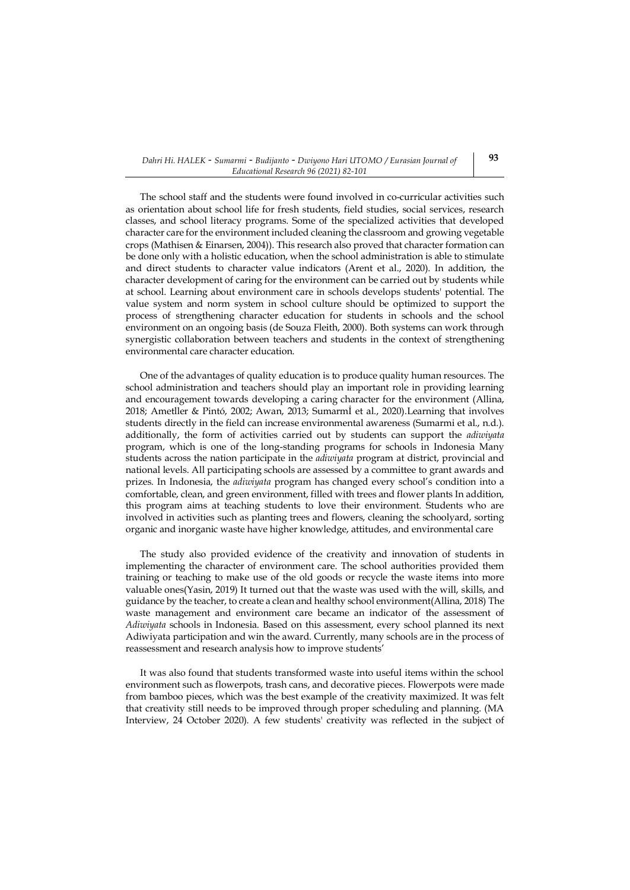The school staff and the students were found involved in co-curricular activities such as orientation about school life for fresh students, field studies, social services, research classes, and school literacy programs. Some of the specialized activities that developed character care for the environment included cleaning the classroom and growing vegetable crops (Mathisen & Einarsen, 2004)). This research also proved that character formation can be done only with a holistic education, when the school administration is able to stimulate and direct students to character value indicators (Arent et al., 2020). In addition, the character development of caring for the environment can be carried out by students while at school. Learning about environment care in schools develops students' potential. The value system and norm system in school culture should be optimized to support the process of strengthening character education for students in schools and the school environment on an ongoing basis (de Souza Fleith, 2000). Both systems can work through synergistic collaboration between teachers and students in the context of strengthening environmental care character education.

One of the advantages of quality education is to produce quality human resources. The school administration and teachers should play an important role in providing learning and encouragement towards developing a caring character for the environment (Allina, 2018; Ametller & Pintó, 2002; Awan, 2013; Sumarmİ et al., 2020).Learning that involves students directly in the field can increase environmental awareness (Sumarmi et al., n.d.). additionally, the form of activities carried out by students can support the *adiwiyata* program, which is one of the long-standing programs for schools in Indonesia Many students across the nation participate in the *adiwiyata* program at district, provincial and national levels. All participating schools are assessed by a committee to grant awards and prizes. In Indonesia, the *adiwiyata* program has changed every school's condition into a comfortable, clean, and green environment, filled with trees and flower plants In addition, this program aims at teaching students to love their environment. Students who are involved in activities such as planting trees and flowers, cleaning the schoolyard, sorting organic and inorganic waste have higher knowledge, attitudes, and environmental care

The study also provided evidence of the creativity and innovation of students in implementing the character of environment care. The school authorities provided them training or teaching to make use of the old goods or recycle the waste items into more valuable ones(Yasin, 2019) It turned out that the waste was used with the will, skills, and guidance by the teacher, to create a clean and healthy school environment(Allina, 2018) The waste management and environment care became an indicator of the assessment of *Adiwiyata* schools in Indonesia. Based on this assessment, every school planned its next Adiwiyata participation and win the award. Currently, many schools are in the process of reassessment and research analysis how to improve students'

It was also found that students transformed waste into useful items within the school environment such as flowerpots, trash cans, and decorative pieces. Flowerpots were made from bamboo pieces, which was the best example of the creativity maximized. It was felt that creativity still needs to be improved through proper scheduling and planning. (MA Interview, 24 October 2020). A few students' creativity was reflected in the subject of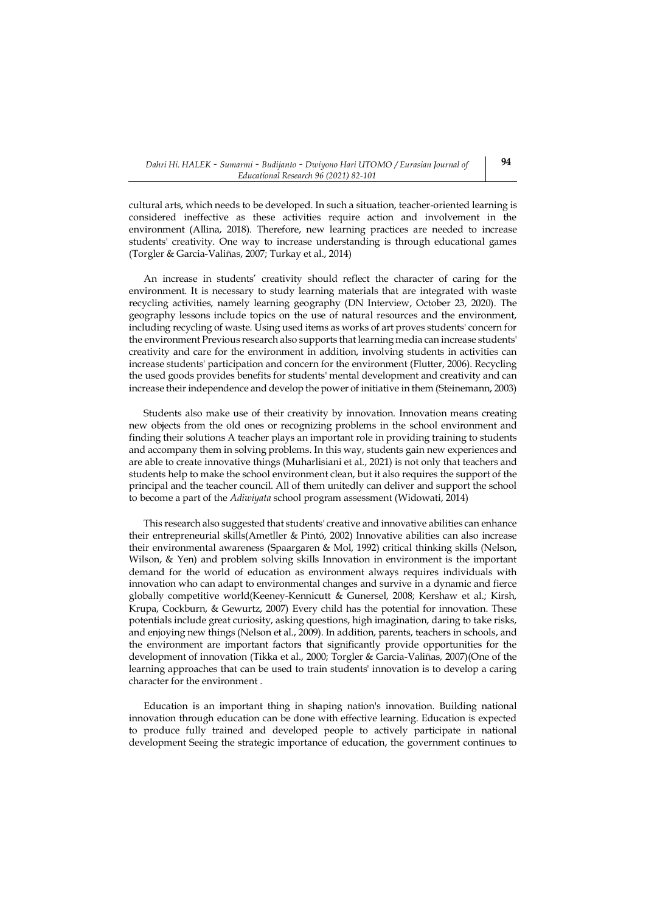cultural arts, which needs to be developed. In such a situation, teacher-oriented learning is considered ineffective as these activities require action and involvement in the environment (Allina, 2018). Therefore, new learning practices are needed to increase students' creativity. One way to increase understanding is through educational games (Torgler & Garcia-Valiñas, 2007; Turkay et al., 2014)

An increase in students' creativity should reflect the character of caring for the environment. It is necessary to study learning materials that are integrated with waste recycling activities, namely learning geography (DN Interview, October 23, 2020). The geography lessons include topics on the use of natural resources and the environment, including recycling of waste. Using used items as works of art proves students' concern for the environment Previous research also supports that learning media can increase students' creativity and care for the environment in addition, involving students in activities can increase students' participation and concern for the environment (Flutter, 2006). Recycling the used goods provides benefits for students' mental development and creativity and can increase their independence and develop the power of initiative in them (Steinemann, 2003)

Students also make use of their creativity by innovation. Innovation means creating new objects from the old ones or recognizing problems in the school environment and finding their solutions A teacher plays an important role in providing training to students and accompany them in solving problems. In this way, students gain new experiences and are able to create innovative things (Muharlisiani et al., 2021) is not only that teachers and students help to make the school environment clean, but it also requires the support of the principal and the teacher council. All of them unitedly can deliver and support the school to become a part of the *Adiwiyata* school program assessment (Widowati, 2014)

This research also suggested that students' creative and innovative abilities can enhance their entrepreneurial skills(Ametller & Pintó, 2002) Innovative abilities can also increase their environmental awareness (Spaargaren & Mol, 1992) critical thinking skills (Nelson, Wilson, & Yen) and problem solving skills Innovation in environment is the important demand for the world of education as environment always requires individuals with innovation who can adapt to environmental changes and survive in a dynamic and fierce globally competitive world(Keeney-Kennicutt & Gunersel, 2008; Kershaw et al.; Kirsh, Krupa, Cockburn, & Gewurtz, 2007) Every child has the potential for innovation. These potentials include great curiosity, asking questions, high imagination, daring to take risks, and enjoying new things (Nelson et al., 2009). In addition, parents, teachers in schools, and the environment are important factors that significantly provide opportunities for the development of innovation (Tikka et al., 2000; Torgler & Garcia-Valiñas, 2007)(One of the learning approaches that can be used to train students' innovation is to develop a caring character for the environment .

Education is an important thing in shaping nation's innovation. Building national innovation through education can be done with effective learning. Education is expected to produce fully trained and developed people to actively participate in national development Seeing the strategic importance of education, the government continues to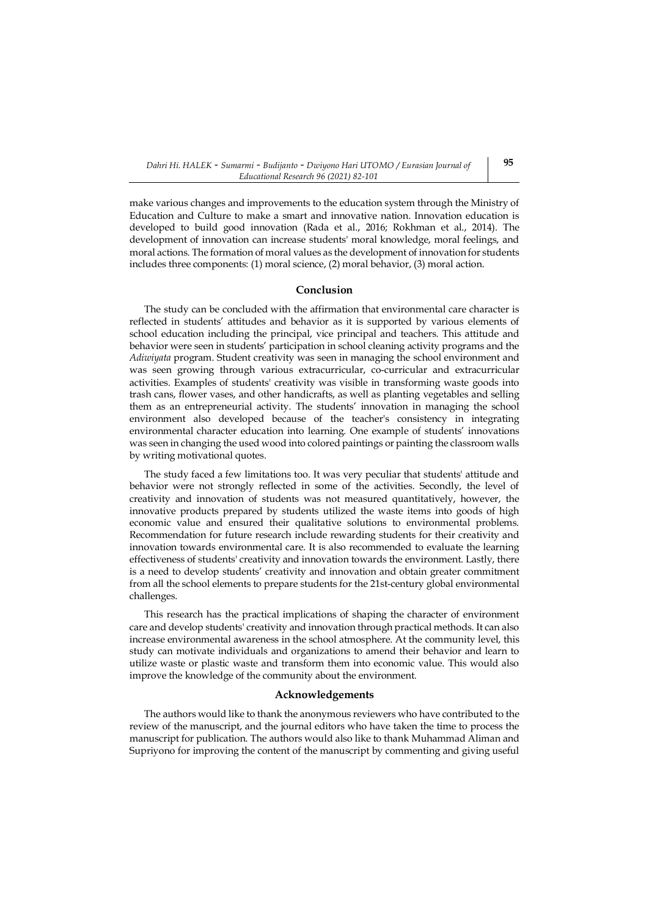make various changes and improvements to the education system through the Ministry of Education and Culture to make a smart and innovative nation. Innovation education is developed to build good innovation (Rada et al., 2016; Rokhman et al., 2014). The development of innovation can increase students' moral knowledge, moral feelings, and moral actions. The formation of moral values as the development of innovation for students includes three components: (1) moral science, (2) moral behavior, (3) moral action.

## Conclusion

The study can be concluded with the affirmation that environmental care character is reflected in students' attitudes and behavior as it is supported by various elements of school education including the principal, vice principal and teachers. This attitude and behavior were seen in students' participation in school cleaning activity programs and the *Adiwiyata* program. Student creativity was seen in managing the school environment and was seen growing through various extracurricular, co-curricular and extracurricular activities. Examples of students' creativity was visible in transforming waste goods into trash cans, flower vases, and other handicrafts, as well as planting vegetables and selling them as an entrepreneurial activity. The students' innovation in managing the school environment also developed because of the teacher's consistency in integrating environmental character education into learning. One example of students' innovations was seen in changing the used wood into colored paintings or painting the classroom walls by writing motivational quotes.

The study faced a few limitations too. It was very peculiar that students' attitude and behavior were not strongly reflected in some of the activities. Secondly, the level of creativity and innovation of students was not measured quantitatively, however, the innovative products prepared by students utilized the waste items into goods of high economic value and ensured their qualitative solutions to environmental problems. Recommendation for future research include rewarding students for their creativity and innovation towards environmental care. It is also recommended to evaluate the learning effectiveness of students' creativity and innovation towards the environment. Lastly, there is a need to develop students' creativity and innovation and obtain greater commitment from all the school elements to prepare students for the 21st-century global environmental challenges.

This research has the practical implications of shaping the character of environment care and develop students' creativity and innovation through practical methods. It can also increase environmental awareness in the school atmosphere. At the community level, this study can motivate individuals and organizations to amend their behavior and learn to utilize waste or plastic waste and transform them into economic value. This would also improve the knowledge of the community about the environment.

## Acknowledgements

The authors would like to thank the anonymous reviewers who have contributed to the review of the manuscript, and the journal editors who have taken the time to process the manuscript for publication. The authors would also like to thank Muhammad Aliman and Supriyono for improving the content of the manuscript by commenting and giving useful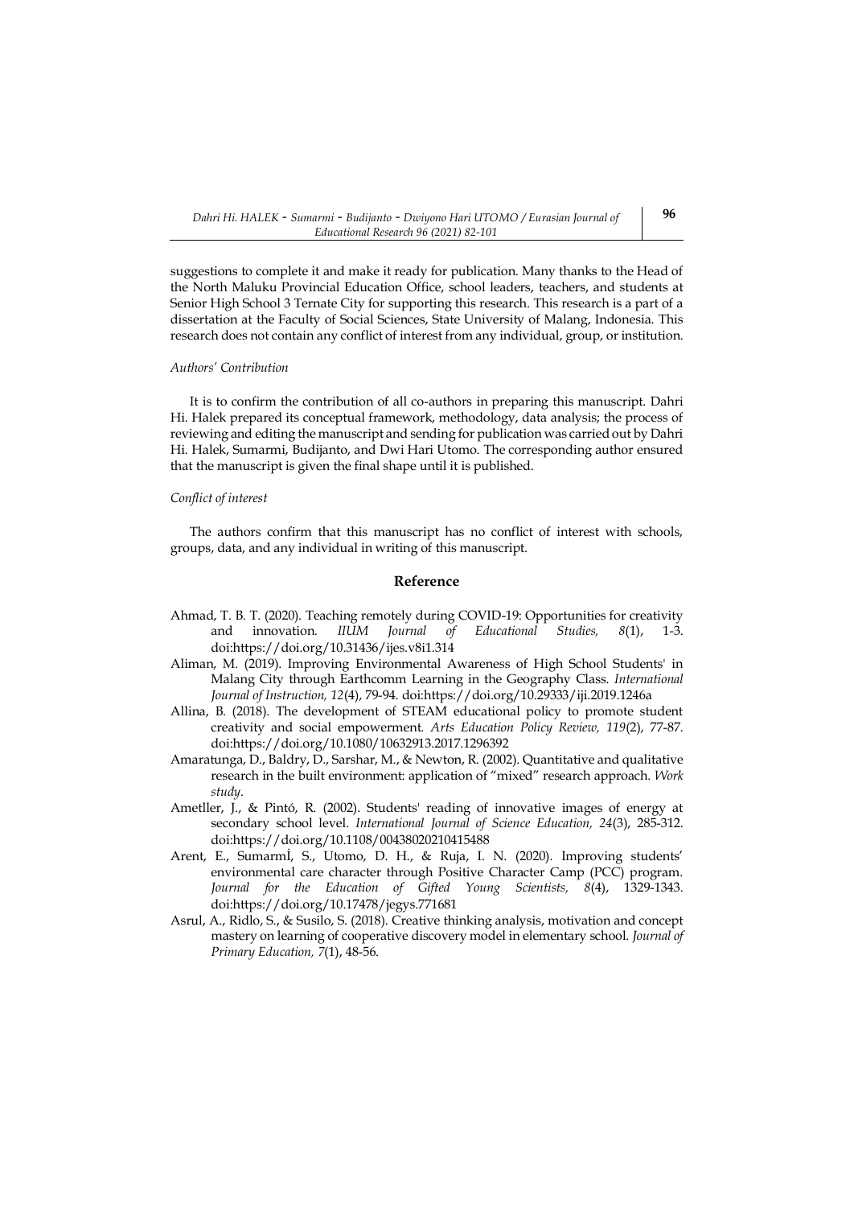suggestions to complete it and make it ready for publication. Many thanks to the Head of the North Maluku Provincial Education Office, school leaders, teachers, and students at Senior High School 3 Ternate City for supporting this research. This research is a part of a dissertation at the Faculty of Social Sciences, State University of Malang, Indonesia. This research does not contain any conflict of interest from any individual, group, or institution.

*Authors' Contribution*

It is to confirm the contribution of all co-authors in preparing this manuscript. Dahri Hi. Halek prepared its conceptual framework, methodology, data analysis; the process of reviewing and editing the manuscript and sending for publication was carried out by Dahri Hi. Halek, Sumarmi, Budijanto, and Dwi Hari Utomo. The corresponding author ensured that the manuscript is given the final shape until it is published.

*Conflict of interest*

The authors confirm that this manuscript has no conflict of interest with schools, groups, data, and any individual in writing of this manuscript.

## Reference

Ahmad, T. B. T. (2020). Teaching remotely during COVID-19: Opportunities for creativity and innovation. *IIUM Journal of Educational Studies, 8*(1), 1-3. doi:https://doi.org/10.31436/ijes.v8i1.314

Aliman, M. (2019). Improving Environmental Awareness of High School Students' in Malang City through Earthcomm Learning in the Geography Class. *International Journal of Instruction, 12*(4), 79-94. doi:https://doi.org/10.29333/iji.2019.1246a

Allina, B. (2018). The development of STEAM educational policy to promote student creativity and social empowerment. *Arts Education Policy Review, 119*(2), 77-87. doi:https://doi.org/10.1080/10632913.2017.1296392

Amaratunga, D., Baldry, D., Sarshar, M., & Newton, R. (2002). Quantitative and qualitative research in the built environment: application of "mixed" research approach. *Work study*.

Ametller, J., & Pintó, R. (2002). Students' reading of innovative images of energy at secondary school level. *International Journal of Science Education, 24*(3), 285-312. doi:https://doi.org/10.1108/00438020210415488

Arent, E., Sumarmİ, S., Utomo, D. H., & Ruja, I. N. (2020). Improving students' environmental care character through Positive Character Camp (PCC) program. *Journal for the Education of Gifted Young Scientists, 8*(4), 1329-1343. doi:https://doi.org/10.17478/jegys.771681

Asrul, A., Ridlo, S., & Susilo, S. (2018). Creative thinking analysis, motivation and concept mastery on learning of cooperative discovery model in elementary school. *Journal of Primary Education, 7*(1), 48-56.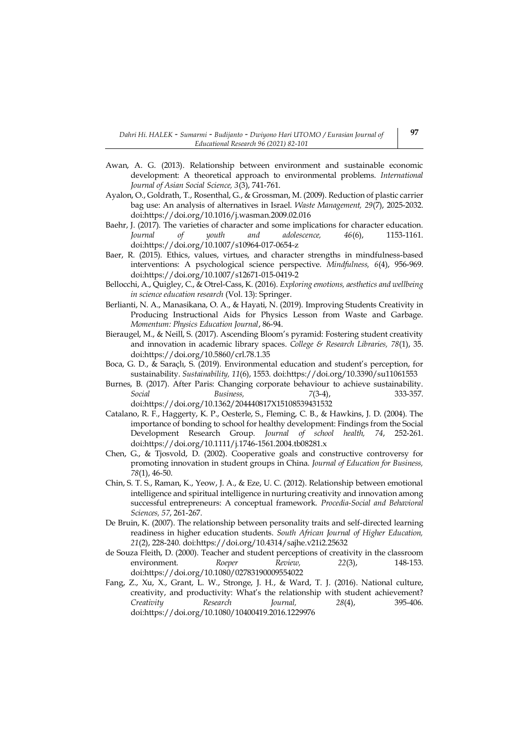Awan, A. G. (2013). Relationship between environment and sustainable economic development: A theoretical approach to environmental problems. *International Journal of Asian Social Science, 3*(3), 741-761.

Ayalon, O., Goldrath, T., Rosenthal, G., & Grossman, M. (2009). Reduction of plastic carrier bag use: An analysis of alternatives in Israel. *Waste Management, 29*(7), 2025-2032. doi:https://doi.org/10.1016/j.wasman.2009.02.016

Baehr, J. (2017). The varieties of character and some implications for character education. *Journal of youth and adolescence, 46*(6), 1153-1161. doi:https://doi.org/10.1007/s10964-017-0654-z

Baer, R. (2015). Ethics, values, virtues, and character strengths in mindfulness-based interventions: A psychological science perspective. *Mindfulness, 6*(4), 956-969. doi:https://doi.org/10.1007/s12671-015-0419-2

Bellocchi, A., Quigley, C., & Otrel-Cass, K. (2016). *Exploring emotions, aesthetics and wellbeing in science education research* (Vol. 13): Springer.

Berlianti, N. A., Manasikana, O. A., & Hayati, N. (2019). Improving Students Creativity in Producing Instructional Aids for Physics Lesson from Waste and Garbage. *Momentum: Physics Education Journal*, 86-94.

Bieraugel, M., & Neill, S. (2017). Ascending Bloom's pyramid: Fostering student creativity and innovation in academic library spaces. *College & Research Libraries, 78*(1), 35. doi:https://doi.org/10.5860/crl.78.1.35

Boca, G. D., & Saraçlı, S. (2019). Environmental education and student's perception, for sustainability. *Sustainability, 11*(6), 1553. doi:https://doi.org/10.3390/su11061553

Burnes, B. (2017). After Paris: Changing corporate behaviour to achieve sustainability. *Social Business, 7*(3-4), 333-357. doi:https://doi.org/10.1362/204440817X15108539431532

Catalano, R. F., Haggerty, K. P., Oesterle, S., Fleming, C. B., & Hawkins, J. D. (2004). The importance of bonding to school for healthy development: Findings from the Social Development Research Group. *Journal of school health, 74*, 252-261. doi:https://doi.org/10.1111/j.1746-1561.2004.tb08281.x

Chen, G., & Tjosvold, D. (2002). Cooperative goals and constructive controversy for promoting innovation in student groups in China. *Journal of Education for Business, 78*(1), 46-50.

Chin, S. T. S., Raman, K., Yeow, J. A., & Eze, U. C. (2012). Relationship between emotional intelligence and spiritual intelligence in nurturing creativity and innovation among successful entrepreneurs: A conceptual framework. *Procedia-Social and Behavioral Sciences, 57*, 261-267.

De Bruin, K. (2007). The relationship between personality traits and self-directed learning readiness in higher education students. *South African Journal of Higher Education, 21*(2), 228-240. doi:https://doi.org/10.4314/sajhe.v21i2.25632

de Souza Fleith, D. (2000). Teacher and student perceptions of creativity in the classroom environment. *Roeper Review, 22*(3), 148-153. doi:https://doi.org/10.1080/02783190009554022

Fang, Z., Xu, X., Grant, L. W., Stronge, J. H., & Ward, T. J. (2016). National culture, creativity, and productivity: What's the relationship with student achievement? *Creativity Research Journal, 28*(4), 395-406. doi:https://doi.org/10.1080/10400419.2016.1229976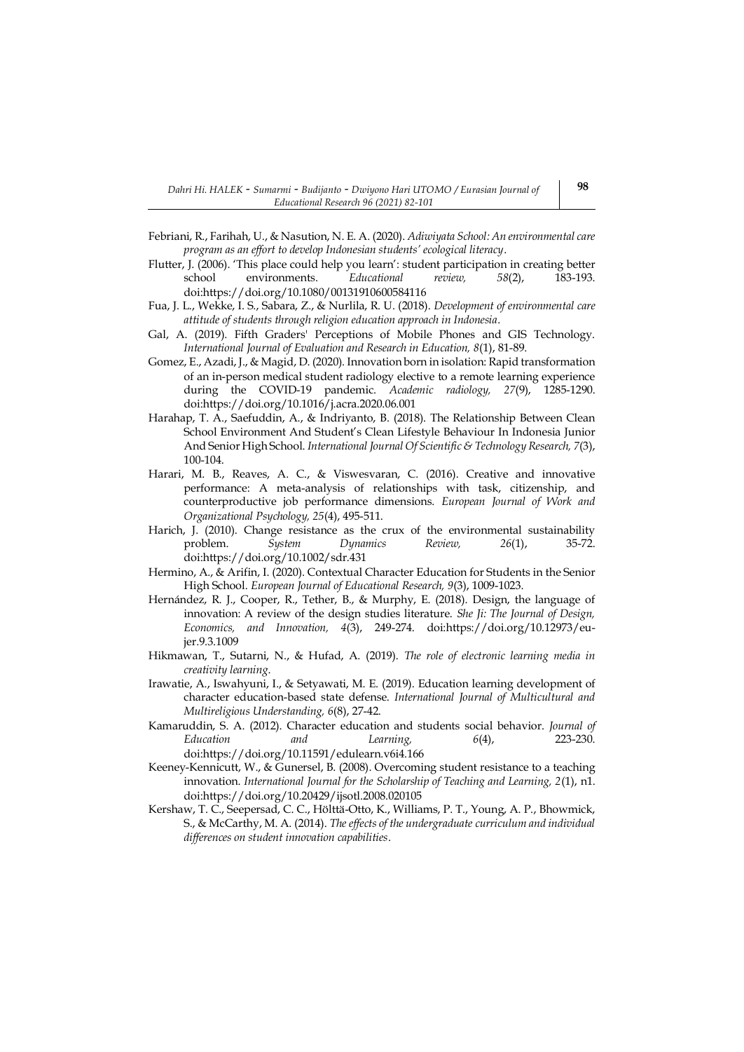Febriani, R., Farihah, U., & Nasution, N. E. A. (2020). *Adiwiyata School: An environmental care program as an effort to develop Indonesian students' ecological literacy*.

Flutter, J. (2006). 'This place could help you learn': student participation in creating better school environments. *Educational review, 58*(2), 183-193. doi:https://doi.org/10.1080/00131910600584116

Fua, J. L., Wekke, I. S., Sabara, Z., & Nurlila, R. U. (2018). *Development of environmental care attitude of students through religion education approach in Indonesia*.

Gal, A. (2019). Fifth Graders' Perceptions of Mobile Phones and GIS Technology. *International Journal of Evaluation and Research in Education, 8*(1), 81-89.

Gomez, E., Azadi, J., & Magid, D. (2020). Innovation born in isolation: Rapid transformation of an in-person medical student radiology elective to a remote learning experience during the COVID-19 pandemic. *Academic radiology, 27*(9), 1285-1290. doi:https://doi.org/10.1016/j.acra.2020.06.001

Harahap, T. A., Saefuddin, A., & Indriyanto, B. (2018). The Relationship Between Clean School Environment And Student's Clean Lifestyle Behaviour In Indonesia Junior And Senior High School. *International Journal Of Scientific & Technology Research, 7*(3), 100-104.

Harari, M. B., Reaves, A. C., & Viswesvaran, C. (2016). Creative and innovative performance: A meta-analysis of relationships with task, citizenship, and counterproductive job performance dimensions. *European Journal of Work and Organizational Psychology, 25*(4), 495-511.

Harich, J. (2010). Change resistance as the crux of the environmental sustainability problem. *System Dynamics Review, 26*(1), 35-72. doi:https://doi.org/10.1002/sdr.431

Hermino, A., & Arifin, I. (2020). Contextual Character Education for Students in the Senior High School. *European Journal of Educational Research, 9*(3), 1009-1023.

Hernández, R. J., Cooper, R., Tether, B., & Murphy, E. (2018). Design, the language of innovation: A review of the design studies literature. *She Ji: The Journal of Design, Economics, and Innovation, 4*(3), 249-274. doi:https://doi.org/10.12973/eu-jer.9.3.1009

Hikmawan, T., Sutarni, N., & Hufad, A. (2019). *The role of electronic learning media in creativity learning*.

Irawatie, A., Iswahyuni, I., & Setyawati, M. E. (2019). Education learning development of character education-based state defense. *International Journal of Multicultural and Multireligious Understanding, 6*(8), 27-42.

Kamaruddin, S. A. (2012). Character education and students social behavior. *Journal of Education and Learning, 6*(4), 223-230. doi:https://doi.org/10.11591/edulearn.v6i4.166

Keeney-Kennicutt, W., & Gunersel, B. (2008). Overcoming student resistance to a teaching innovation. *International Journal for the Scholarship of Teaching and Learning, 2*(1), n1. doi:https://doi.org/10.20429/ijsotl.2008.020105

Kershaw, T. C., Seepersad, C. C., Hölttä-Otto, K., Williams, P. T., Young, A. P., Bhowmick, S., & McCarthy, M. A. (2014). *The effects of the undergraduate curriculum and individual differences on student innovation capabilities*.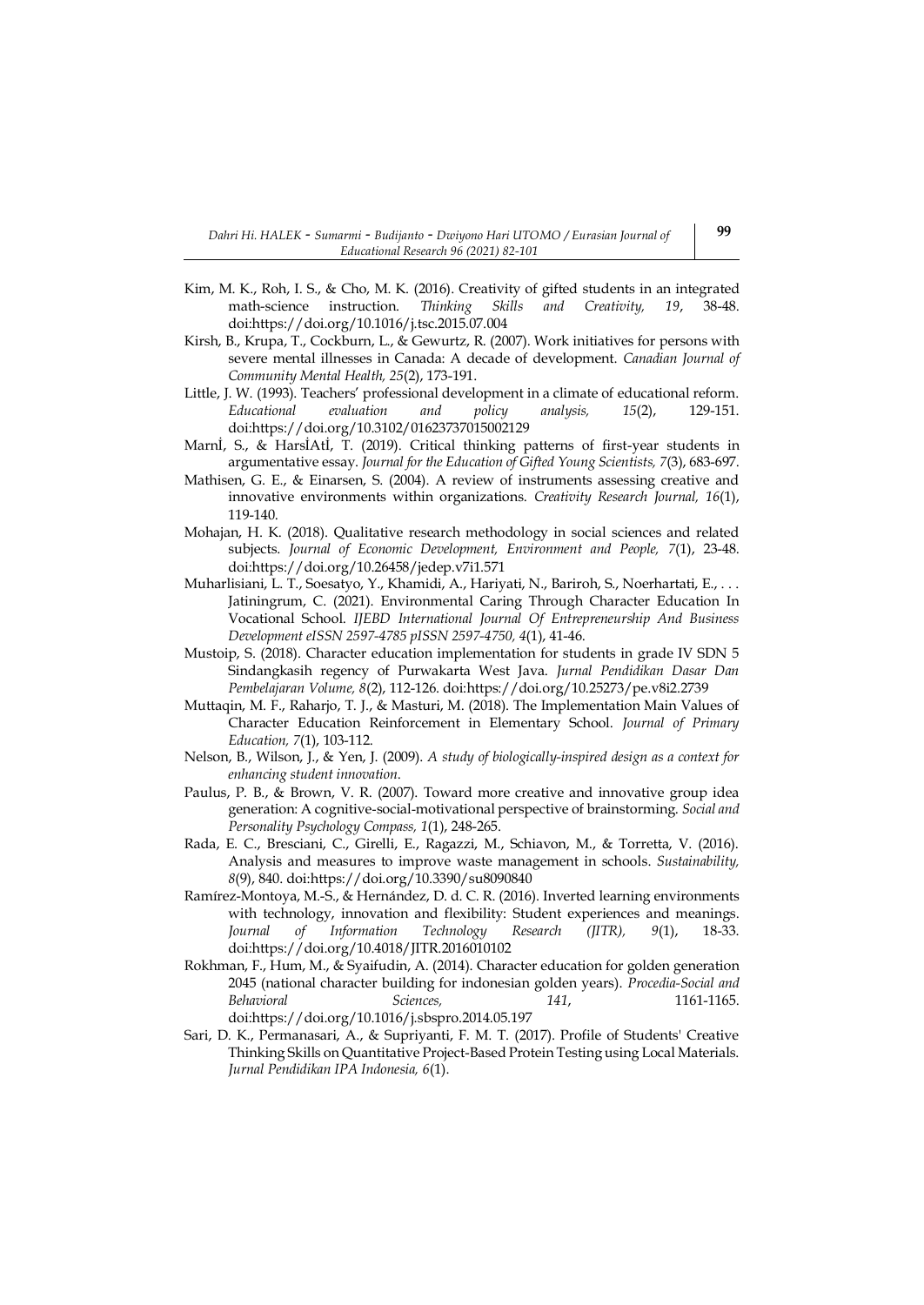Kim, M. K., Roh, I. S., & Cho, M. K. (2016). Creativity of gifted students in an integrated math-science instruction. *Thinking Skills and Creativity, 19*, 38-48. doi:https://doi.org/10.1016/j.tsc.2015.07.004

Kirsh, B., Krupa, T., Cockburn, L., & Gewurtz, R. (2007). Work initiatives for persons with severe mental illnesses in Canada: A decade of development. *Canadian Journal of Community Mental Health, 25*(2), 173-191.

Little, J. W. (1993). Teachers' professional development in a climate of educational reform. *Educational evaluation and policy analysis, 15*(2), 129-151. doi:https://doi.org/10.3102/01623737015002129

Marnİ, S., & Harsİatİ, T. (2019). Critical thinking patterns of first-year students in argumentative essay. *Journal for the Education of Gifted Young Scientists, 7*(3), 683-697.

Mathisen, G. E., & Einarsen, S. (2004). A review of instruments assessing creative and innovative environments within organizations. *Creativity Research Journal, 16*(1), 119-140.

Mohajan, H. K. (2018). Qualitative research methodology in social sciences and related subjects. *Journal of Economic Development, Environment and People, 7*(1), 23-48. doi:https://doi.org/10.26458/jedep.v7i1.571

Muharlisiani, L. T., Soesatyo, Y., Khamidi, A., Hariyati, N., Bariroh, S., Noerhartati, E., . . . Jatiningrum, C. (2021). Environmental Caring Through Character Education In Vocational School. *IJEBD International Journal Of Entrepreneurship And Business Development eISSN 2597-4785 pISSN 2597-4750, 4*(1), 41-46.

Mustoip, S. (2018). Character education implementation for students in grade IV SDN 5 Sindangkasih regency of Purwakarta West Java. *Jurnal Pendidikan Dasar Dan Pembelajaran Volume, 8*(2), 112-126. doi:https://doi.org/10.25273/pe.v8i2.2739

Muttaqin, M. F., Raharjo, T. J., & Masturi, M. (2018). The Implementation Main Values of Character Education Reinforcement in Elementary School. *Journal of Primary Education, 7*(1), 103-112.

Nelson, B., Wilson, J., & Yen, J. (2009). *A study of biologically-inspired design as a context for enhancing student innovation.*

Paulus, P. B., & Brown, V. R. (2007). Toward more creative and innovative group idea generation: A cognitive-social-motivational perspective of brainstorming. *Social and Personality Psychology Compass, 1*(1), 248-265.

Rada, E. C., Bresciani, C., Girelli, E., Ragazzi, M., Schiavon, M., & Torretta, V. (2016). Analysis and measures to improve waste management in schools. *Sustainability, 8*(9), 840. doi:https://doi.org/10.3390/su8090840

Ramírez-Montoya, M.-S., & Hernández, D. d. C. R. (2016). Inverted learning environments with technology, innovation and flexibility: Student experiences and meanings. *Journal of Information Technology Research (JITR), 9*(1), 18-33. doi:https://doi.org/10.4018/JITR.2016010102

Rokhman, F., Hum, M., & Syaifudin, A. (2014). Character education for golden generation 2045 (national character building for indonesian golden years). *Procedia-Social and Behavioral Sciences, 141*, 1161-1165. doi:https://doi.org/10.1016/j.sbspro.2014.05.197

Sari, D. K., Permanasari, A., & Supriyanti, F. M. T. (2017). Profile of Students' Creative Thinking Skills on Quantitative Project-Based Protein Testing using Local Materials. *Jurnal Pendidikan IPA Indonesia, 6*(1).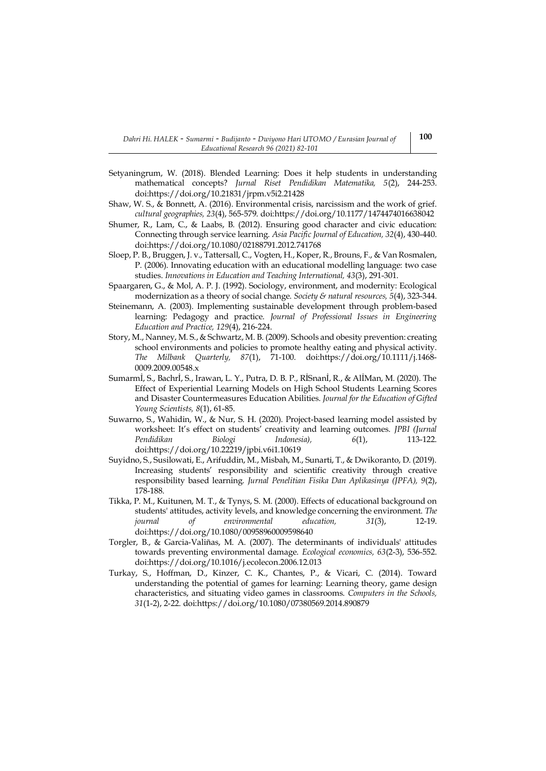Setyaningrum, W. (2018). Blended Learning: Does it help students in understanding mathematical concepts? *Jurnal Riset Pendidikan Matematika, 5*(2), 244-253. doi:https://doi.org/10.21831/jrpm.v5i2.21428

Shaw, W. S., & Bonnett, A. (2016). Environmental crisis, narcissism and the work of grief. *cultural geographies, 23*(4), 565-579. doi:https://doi.org/10.1177/1474474016638042

Shumer, R., Lam, C., & Laabs, B. (2012). Ensuring good character and civic education: Connecting through service learning. *Asia Pacific Journal of Education, 32*(4), 430-440. doi:https://doi.org/10.1080/02188791.2012.741768

Sloep, P. B., Bruggen, J. v., Tattersall, C., Vogten, H., Koper, R., Brouns, F., & Van Rosmalen, P. (2006). Innovating education with an educational modelling language: two case studies. *Innovations in Education and Teaching International, 43*(3), 291-301.

Spaargaren, G., & Mol, A. P. J. (1992). Sociology, environment, and modernity: Ecological modernization as a theory of social change. *Society & natural resources, 5*(4), 323-344.

Steinemann, A. (2003). Implementing sustainable development through problem-based learning: Pedagogy and practice. *Journal of Professional Issues in Engineering Education and Practice, 129*(4), 216-224.

Story, M., Nanney, M. S., & Schwartz, M. B. (2009). Schools and obesity prevention: creating school environments and policies to promote healthy eating and physical activity. *The Milbank Quarterly, 87*(1), 71-100. doi:https://doi.org/10.1111/j.1468-0009.2009.00548.x

Sumarmİ, S., Bachrİ, S., Irawan, L. Y., Putra, D. B. P., RİSnanİ, R., & AlİMan, M. (2020). The Effect of Experiential Learning Models on High School Students Learning Scores and Disaster Countermeasures Education Abilities. *Journal for the Education of Gifted Young Scientists, 8*(1), 61-85.

Suwarno, S., Wahidin, W., & Nur, S. H. (2020). Project-based learning model assisted by worksheet: It's effect on students' creativity and learning outcomes. *JPBI (Jurnal Pendidikan Biologi Indonesia), 6*(1), 113-122. doi:https://doi.org/10.22219/jpbi.v6i1.10619

Suyidno, S., Susilowati, E., Arifuddin, M., Misbah, M., Sunarti, T., & Dwikoranto, D. (2019). Increasing students' responsibility and scientific creativity through creative responsibility based learning. *Jurnal Penelitian Fisika Dan Aplikasinya (JPFA), 9*(2), 178-188.

Tikka, P. M., Kuitunen, M. T., & Tynys, S. M. (2000). Effects of educational background on students' attitudes, activity levels, and knowledge concerning the environment. *The journal of environmental education, 31*(3), 12-19. doi:https://doi.org/10.1080/00958960009598640

Torgler, B., & Garcia-Valiñas, M. A. (2007). The determinants of individuals' attitudes towards preventing environmental damage. *Ecological economics, 63*(2-3), 536-552. doi:https://doi.org/10.1016/j.ecolecon.2006.12.013

Turkay, S., Hoffman, D., Kinzer, C. K., Chantes, P., & Vicari, C. (2014). Toward understanding the potential of games for learning: Learning theory, game design characteristics, and situating video games in classrooms. *Computers in the Schools, 31*(1-2), 2-22. doi:https://doi.org/10.1080/07380569.2014.890879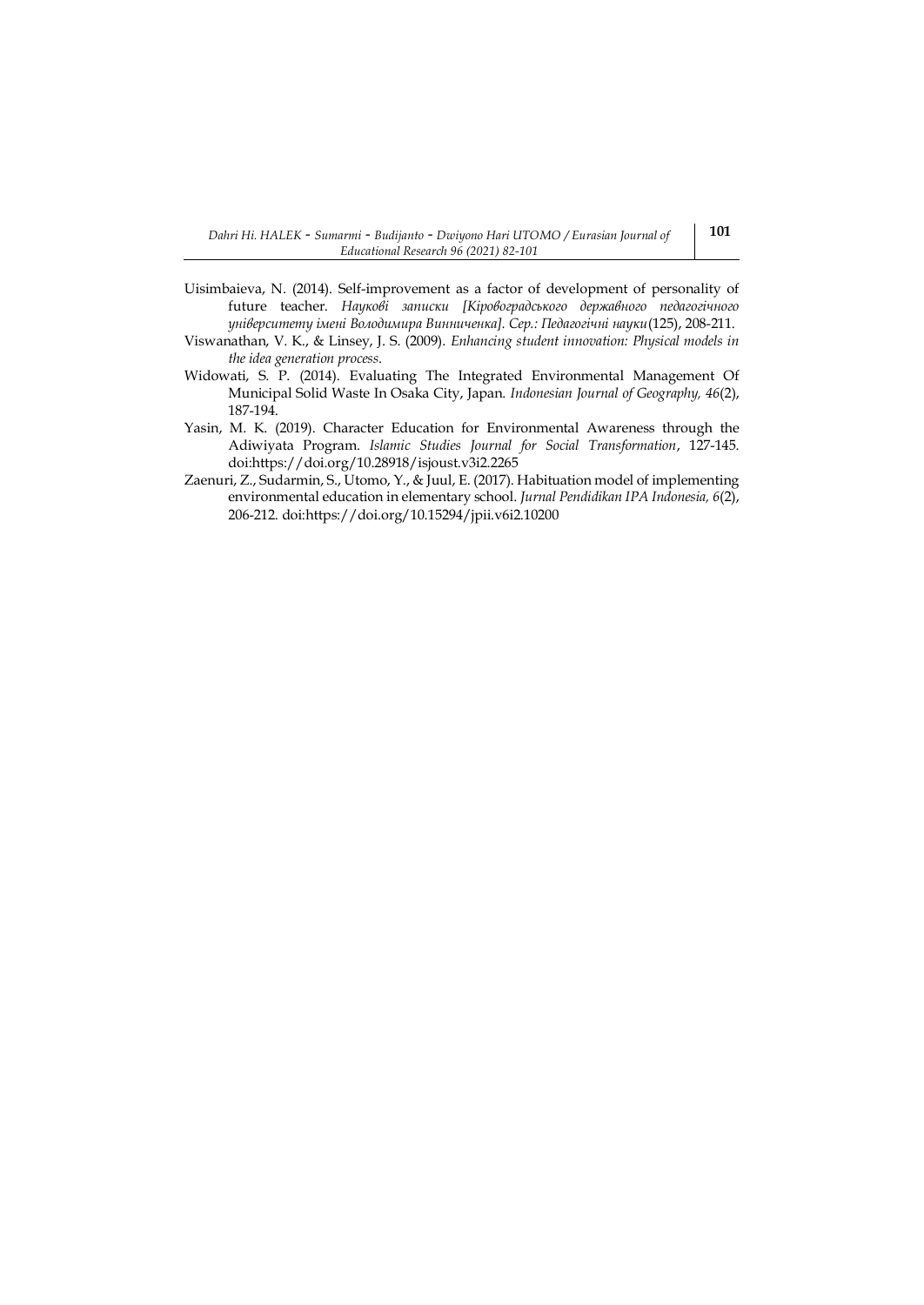Uisimbaieva, N. (2014). Self-improvement as a factor of development of personality of future teacher. *Наукові записки [Кіровоградського державного педагогічного університету імені Володимира Винниченка]. Сер.: Педагогічні науки*(125), 208-211.

Viswanathan, V. K., & Linsey, J. S. (2009). *Enhancing student innovation: Physical models in the idea generation process*.

Widowati, S. P. (2014). Evaluating The Integrated Environmental Management Of Municipal Solid Waste In Osaka City, Japan. *Indonesian Journal of Geography, 46*(2), 187-194.

Yasin, M. K. (2019). Character Education for Environmental Awareness through the Adiwiyata Program. *Islamic Studies Journal for Social Transformation*, 127-145. doi:https://doi.org/10.28918/isjoust.v3i2.2265

Zaenuri, Z., Sudarmin, S., Utomo, Y., & Juul, E. (2017). Habituation model of implementing environmental education in elementary school. *Jurnal Pendidikan IPA Indonesia, 6*(2), 206-212. doi:https://doi.org/10.15294/jpii.v6i2.10200